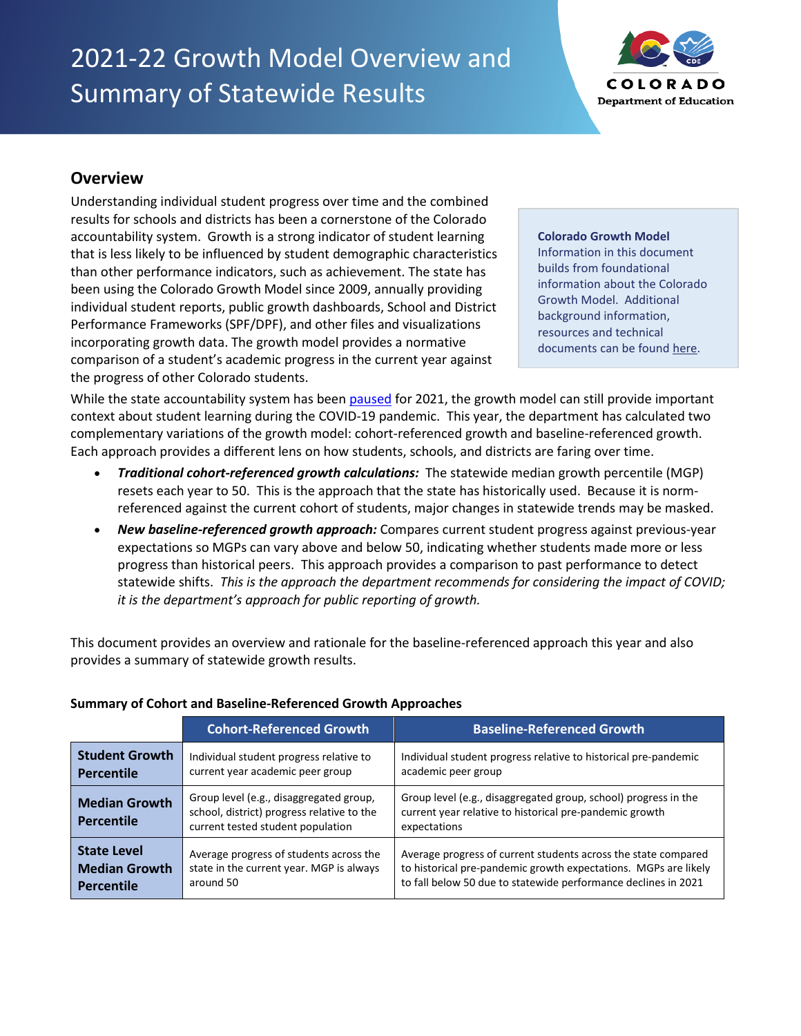# 2021-22 Growth Model Overview and Summary of Statewide Results

## Overview

Understanding individual student progress over time and the combined results for schools and districts has been a cornerstone of the Colorado accountability system. Growth is a strong indicator of student learning that is less likely to be influenced by student demographic characteristics than other performance indicators, such as achievement. The state has been using the Colorado Growth Model since 2009, annually providing individual student reports, public growth dashboards, School and District Performance Frameworks (SPF/DPF), and other files and visualizations incorporating growth data. The growth model provides a normative comparison of a student's academic progress in the current year against the progress of other Colorado students.

> **Colorado Growth Model**
> Information in this document builds from foundational information about the Colorado Growth Model. Additional background information, resources and technical documents can be found here.

While the state accountability system has been paused for 2021, the growth model can still provide important context about student learning during the COVID-19 pandemic. This year, the department has calculated two complementary variations of the growth model: cohort-referenced growth and baseline-referenced growth. Each approach provides a different lens on how students, schools, and districts are faring over time.

- ***Traditional cohort-referenced growth calculations:*** The statewide median growth percentile (MGP) resets each year to 50. This is the approach that the state has historically used. Because it is norm-referenced against the current cohort of students, major changes in statewide trends may be masked.
- ***New baseline-referenced growth approach:*** Compares current student progress against previous-year expectations so MGPs can vary above and below 50, indicating whether students made more or less progress than historical peers. This approach provides a comparison to past performance to detect statewide shifts. *This is the approach the department recommends for considering the impact of COVID; it is the department's approach for public reporting of growth.*

This document provides an overview and rationale for the baseline-referenced approach this year and also provides a summary of statewide growth results.

**Summary of Cohort and Baseline-Referenced Growth Approaches**

| | Cohort-Referenced Growth | Baseline-Referenced Growth |
|---|---|---|
| **Student Growth Percentile** | Individual student progress relative to current year academic peer group | Individual student progress relative to historical pre-pandemic academic peer group |
| **Median Growth Percentile** | Group level (e.g., disaggregated group, school, district) progress relative to the current tested student population | Group level (e.g., disaggregated group, school) progress in the current year relative to historical pre-pandemic growth expectations |
| **State Level Median Growth Percentile** | Average progress of students across the state in the current year. MGP is always around 50 | Average progress of current students across the state compared to historical pre-pandemic growth expectations. MGPs are likely to fall below 50 due to statewide performance declines in 2021 |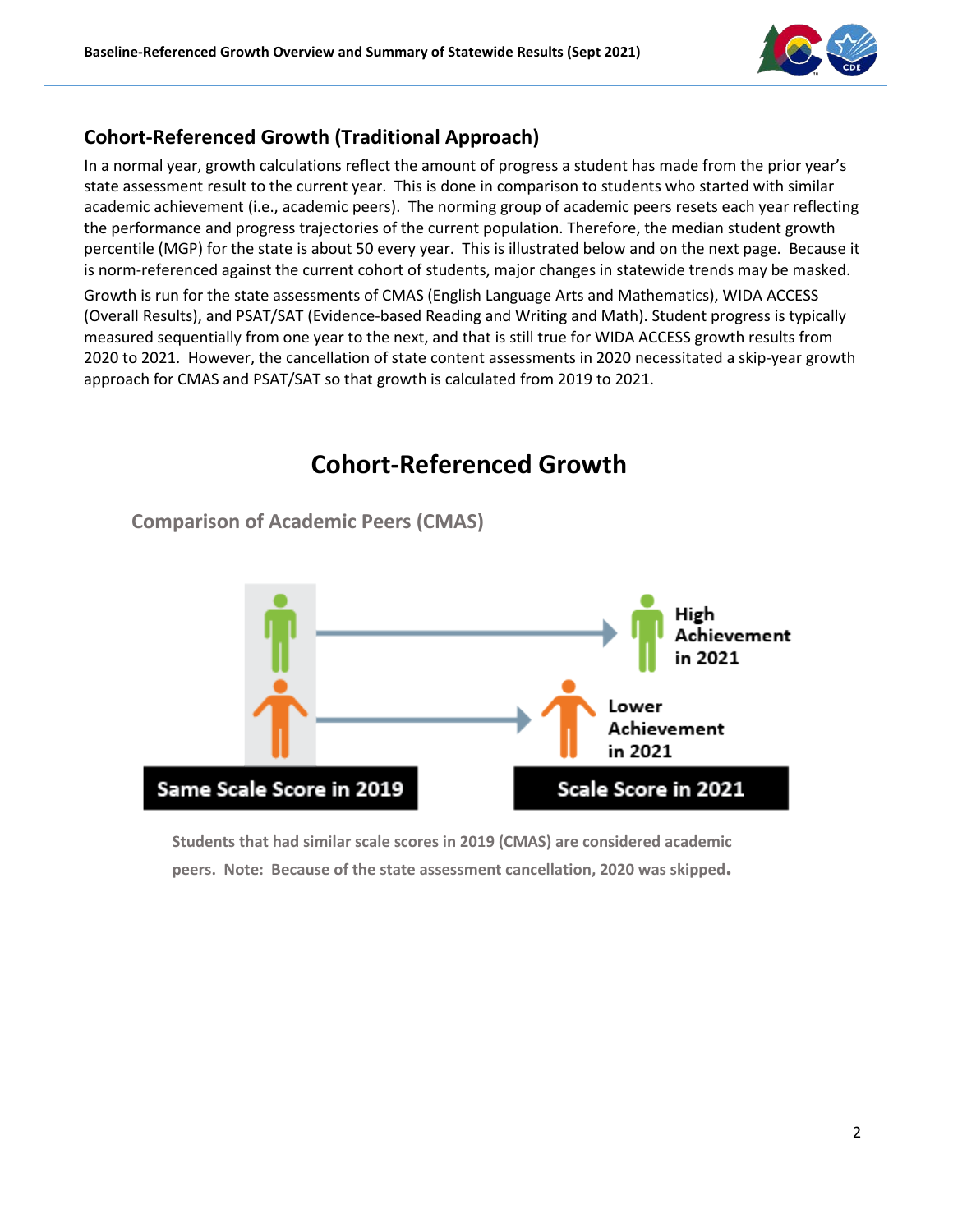## Cohort-Referenced Growth (Traditional Approach)

In a normal year, growth calculations reflect the amount of progress a student has made from the prior year's state assessment result to the current year. This is done in comparison to students who started with similar academic achievement (i.e., academic peers). The norming group of academic peers resets each year reflecting the performance and progress trajectories of the current population. Therefore, the median student growth percentile (MGP) for the state is about 50 every year. This is illustrated below and on the next page. Because it is norm-referenced against the current cohort of students, major changes in statewide trends may be masked.

Growth is run for the state assessments of CMAS (English Language Arts and Mathematics), WIDA ACCESS (Overall Results), and PSAT/SAT (Evidence-based Reading and Writing and Math). Student progress is typically measured sequentially from one year to the next, and that is still true for WIDA ACCESS growth results from 2020 to 2021. However, the cancellation of state content assessments in 2020 necessitated a skip-year growth approach for CMAS and PSAT/SAT so that growth is calculated from 2019 to 2021.

# Cohort-Referenced Growth

### Comparison of Academic Peers (CMAS)

High Achievement in 2021

Lower Achievement in 2021

Same Scale Score in 2019

Scale Score in 2021

**Students that had similar scale scores in 2019 (CMAS) are considered academic peers. Note: Because of the state assessment cancellation, 2020 was skipped.**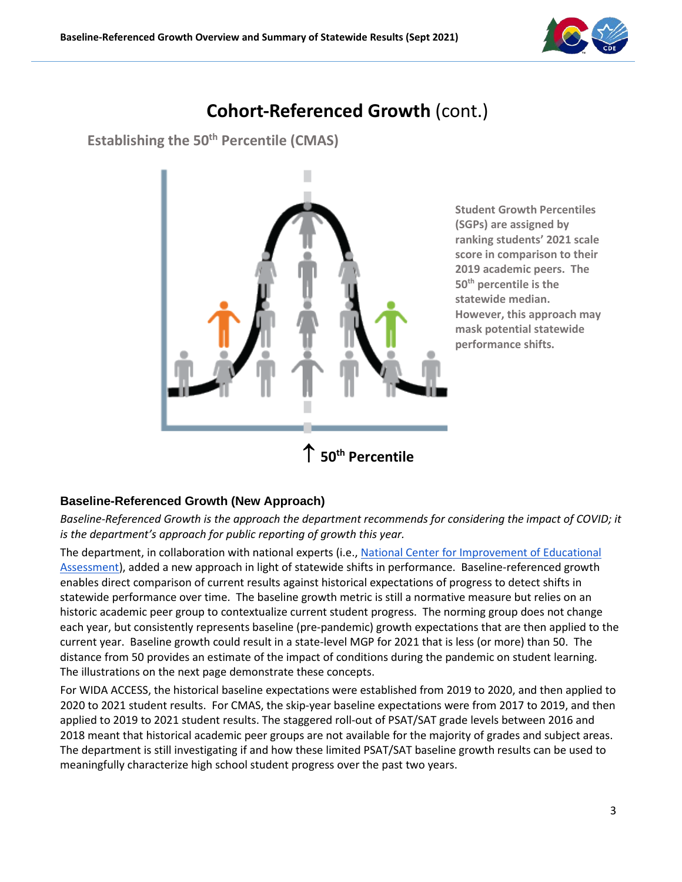# **Cohort-Referenced Growth** (cont.)

## Establishing the 50th Percentile (CMAS)

**Student Growth Percentiles (SGPs) are assigned by ranking students' 2021 scale score in comparison to their 2019 academic peers. The 50th percentile is the statewide median. However, this approach may mask potential statewide performance shifts.**

**↑ 50th Percentile**

### Baseline-Referenced Growth (New Approach)

*Baseline-Referenced Growth is the approach the department recommends for considering the impact of COVID; it is the department's approach for public reporting of growth this year.*

The department, in collaboration with national experts (i.e., National Center for Improvement of Educational Assessment), added a new approach in light of statewide shifts in performance. Baseline-referenced growth enables direct comparison of current results against historical expectations of progress to detect shifts in statewide performance over time. The baseline growth metric is still a normative measure but relies on an historic academic peer group to contextualize current student progress. The norming group does not change each year, but consistently represents baseline (pre-pandemic) growth expectations that are then applied to the current year. Baseline growth could result in a state-level MGP for 2021 that is less (or more) than 50. The distance from 50 provides an estimate of the impact of conditions during the pandemic on student learning. The illustrations on the next page demonstrate these concepts.

For WIDA ACCESS, the historical baseline expectations were established from 2019 to 2020, and then applied to 2020 to 2021 student results. For CMAS, the skip-year baseline expectations were from 2017 to 2019, and then applied to 2019 to 2021 student results. The staggered roll-out of PSAT/SAT grade levels between 2016 and 2018 meant that historical academic peer groups are not available for the majority of grades and subject areas. The department is still investigating if and how these limited PSAT/SAT baseline growth results can be used to meaningfully characterize high school student progress over the past two years.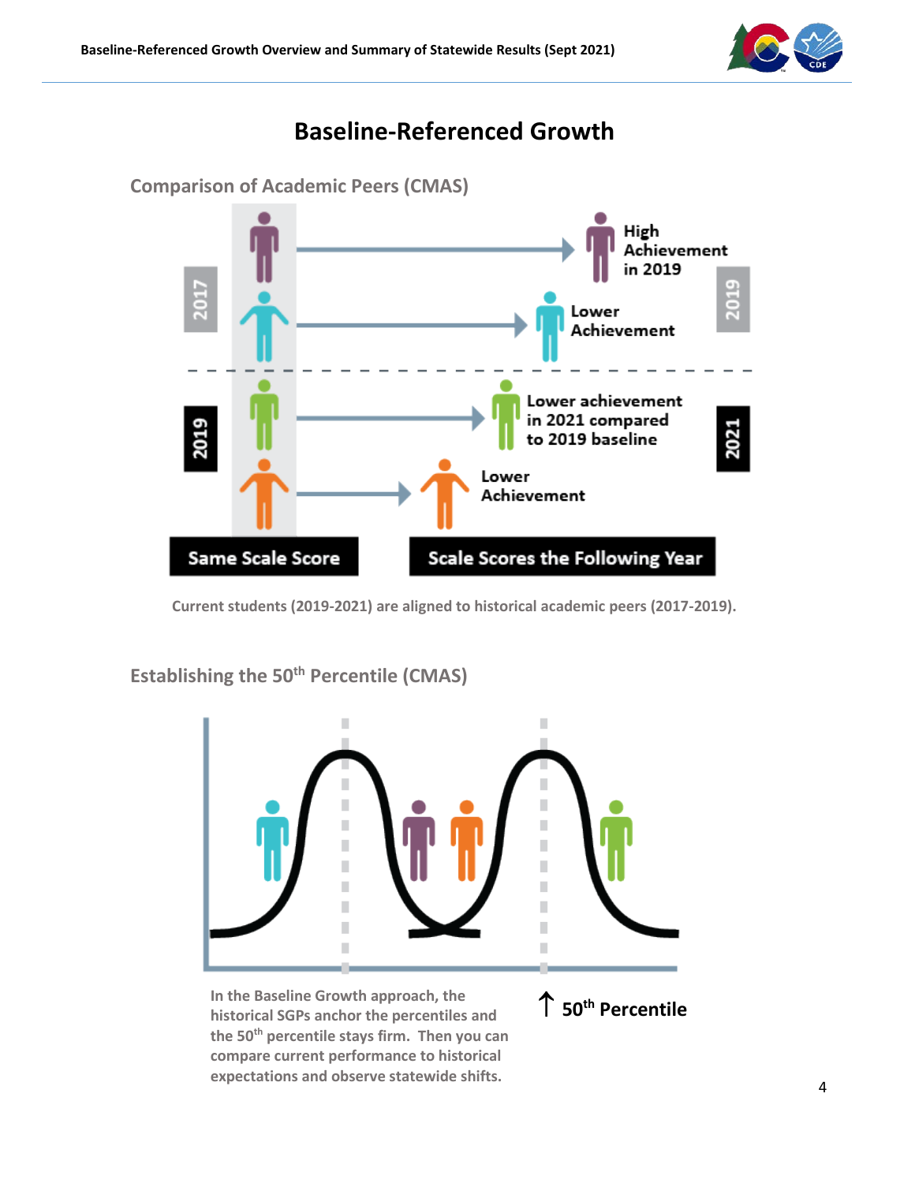# Baseline-Referenced Growth

## Comparison of Academic Peers (CMAS)

2017

2019

High Achievement in 2019

Lower Achievement

2019

2021

Lower achievement in 2021 compared to 2019 baseline

Lower Achievement

Same Scale Score

Scale Scores the Following Year

Current students (2019-2021) are aligned to historical academic peers (2017-2019).

## Establishing the 50th Percentile (CMAS)

In the Baseline Growth approach, the historical SGPs anchor the percentiles and the 50th percentile stays firm. Then you can compare current performance to historical expectations and observe statewide shifts.

↑ 50th Percentile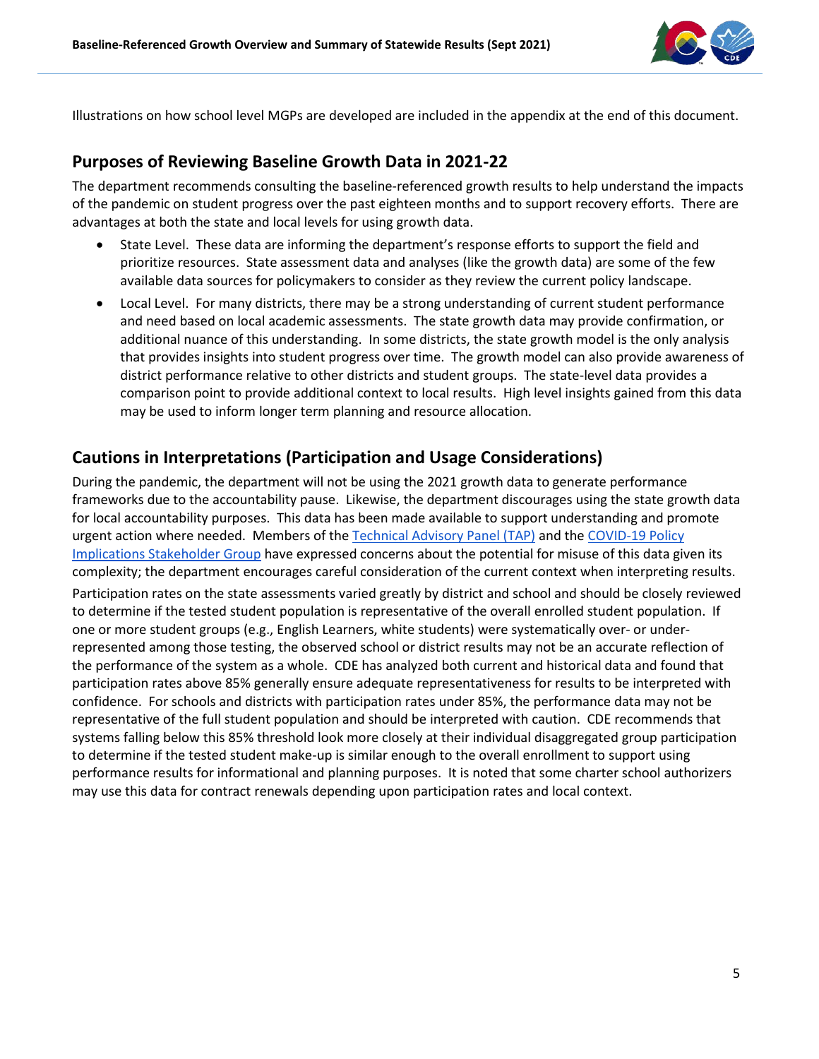Illustrations on how school level MGPs are developed are included in the appendix at the end of this document.

## Purposes of Reviewing Baseline Growth Data in 2021-22

The department recommends consulting the baseline-referenced growth results to help understand the impacts of the pandemic on student progress over the past eighteen months and to support recovery efforts. There are advantages at both the state and local levels for using growth data.

- State Level. These data are informing the department's response efforts to support the field and prioritize resources. State assessment data and analyses (like the growth data) are some of the few available data sources for policymakers to consider as they review the current policy landscape.
- Local Level. For many districts, there may be a strong understanding of current student performance and need based on local academic assessments. The state growth data may provide confirmation, or additional nuance of this understanding. In some districts, the state growth model is the only analysis that provides insights into student progress over time. The growth model can also provide awareness of district performance relative to other districts and student groups. The state-level data provides a comparison point to provide additional context to local results. High level insights gained from this data may be used to inform longer term planning and resource allocation.

## Cautions in Interpretations (Participation and Usage Considerations)

During the pandemic, the department will not be using the 2021 growth data to generate performance frameworks due to the accountability pause. Likewise, the department discourages using the state growth data for local accountability purposes. This data has been made available to support understanding and promote urgent action where needed. Members of the Technical Advisory Panel (TAP) and the COVID-19 Policy Implications Stakeholder Group have expressed concerns about the potential for misuse of this data given its complexity; the department encourages careful consideration of the current context when interpreting results.

Participation rates on the state assessments varied greatly by district and school and should be closely reviewed to determine if the tested student population is representative of the overall enrolled student population. If one or more student groups (e.g., English Learners, white students) were systematically over- or under-represented among those testing, the observed school or district results may not be an accurate reflection of the performance of the system as a whole. CDE has analyzed both current and historical data and found that participation rates above 85% generally ensure adequate representativeness for results to be interpreted with confidence. For schools and districts with participation rates under 85%, the performance data may not be representative of the full student population and should be interpreted with caution. CDE recommends that systems falling below this 85% threshold look more closely at their individual disaggregated group participation to determine if the tested student make-up is similar enough to the overall enrollment to support using performance results for informational and planning purposes. It is noted that some charter school authorizers may use this data for contract renewals depending upon participation rates and local context.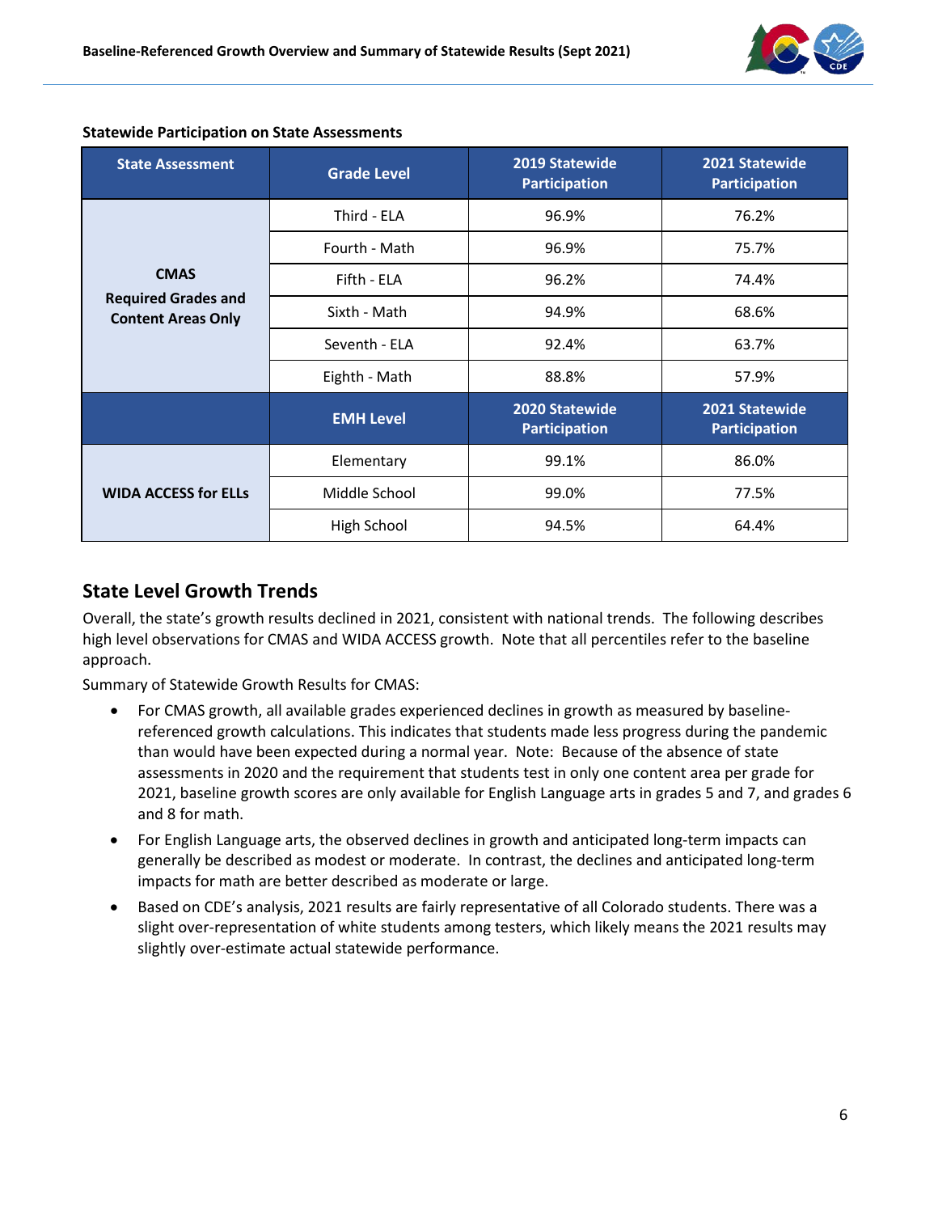**Statewide Participation on State Assessments**

| State Assessment | Grade Level | 2019 Statewide Participation | 2021 Statewide Participation |
|---|---|---|---|
| **CMAS Required Grades and Content Areas Only** | Third - ELA | 96.9% | 76.2% |
| | Fourth - Math | 96.9% | 75.7% |
| | Fifth - ELA | 96.2% | 74.4% |
| | Sixth - Math | 94.9% | 68.6% |
| | Seventh - ELA | 92.4% | 63.7% |
| | Eighth - Math | 88.8% | 57.9% |
| | **EMH Level** | **2020 Statewide Participation** | **2021 Statewide Participation** |
| **WIDA ACCESS for ELLs** | Elementary | 99.1% | 86.0% |
| | Middle School | 99.0% | 77.5% |
| | High School | 94.5% | 64.4% |

## State Level Growth Trends

Overall, the state's growth results declined in 2021, consistent with national trends. The following describes high level observations for CMAS and WIDA ACCESS growth. Note that all percentiles refer to the baseline approach.

Summary of Statewide Growth Results for CMAS:

- For CMAS growth, all available grades experienced declines in growth as measured by baseline-referenced growth calculations. This indicates that students made less progress during the pandemic than would have been expected during a normal year. Note: Because of the absence of state assessments in 2020 and the requirement that students test in only one content area per grade for 2021, baseline growth scores are only available for English Language arts in grades 5 and 7, and grades 6 and 8 for math.
- For English Language arts, the observed declines in growth and anticipated long-term impacts can generally be described as modest or moderate. In contrast, the declines and anticipated long-term impacts for math are better described as moderate or large.
- Based on CDE's analysis, 2021 results are fairly representative of all Colorado students. There was a slight over-representation of white students among testers, which likely means the 2021 results may slightly over-estimate actual statewide performance.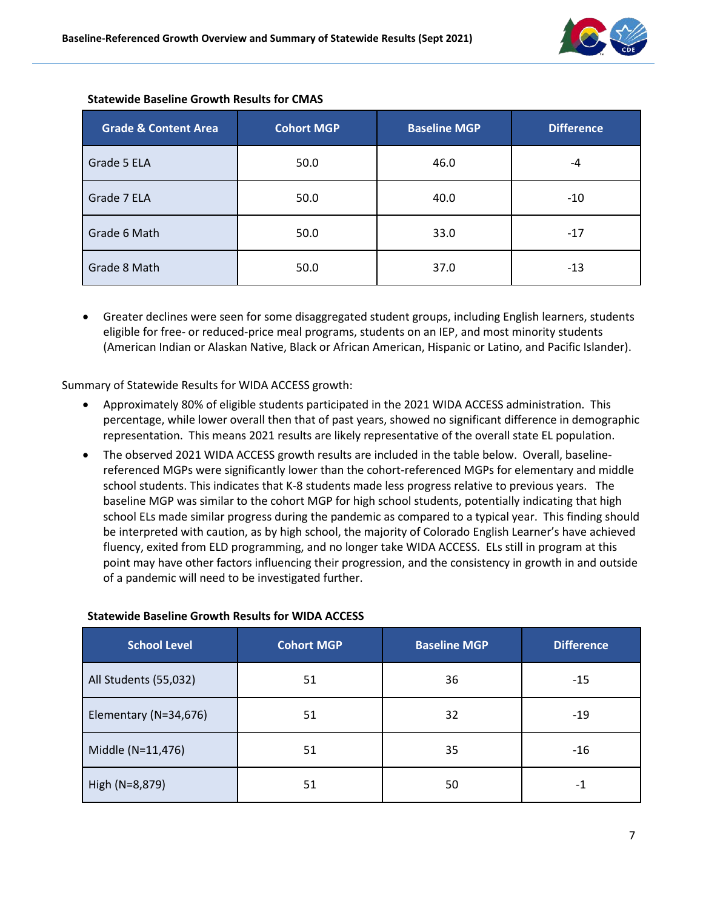**Statewide Baseline Growth Results for CMAS**

| Grade & Content Area | Cohort MGP | Baseline MGP | Difference |
|---|---|---|---|
| Grade 5 ELA | 50.0 | 46.0 | -4 |
| Grade 7 ELA | 50.0 | 40.0 | -10 |
| Grade 6 Math | 50.0 | 33.0 | -17 |
| Grade 8 Math | 50.0 | 37.0 | -13 |

- Greater declines were seen for some disaggregated student groups, including English learners, students eligible for free- or reduced-price meal programs, students on an IEP, and most minority students (American Indian or Alaskan Native, Black or African American, Hispanic or Latino, and Pacific Islander).

Summary of Statewide Results for WIDA ACCESS growth:

- Approximately 80% of eligible students participated in the 2021 WIDA ACCESS administration. This percentage, while lower overall then that of past years, showed no significant difference in demographic representation. This means 2021 results are likely representative of the overall state EL population.
- The observed 2021 WIDA ACCESS growth results are included in the table below. Overall, baseline-referenced MGPs were significantly lower than the cohort-referenced MGPs for elementary and middle school students. This indicates that K-8 students made less progress relative to previous years. The baseline MGP was similar to the cohort MGP for high school students, potentially indicating that high school ELs made similar progress during the pandemic as compared to a typical year. This finding should be interpreted with caution, as by high school, the majority of Colorado English Learner's have achieved fluency, exited from ELD programming, and no longer take WIDA ACCESS. ELs still in program at this point may have other factors influencing their progression, and the consistency in growth in and outside of a pandemic will need to be investigated further.

**Statewide Baseline Growth Results for WIDA ACCESS**

| School Level | Cohort MGP | Baseline MGP | Difference |
|---|---|---|---|
| All Students (55,032) | 51 | 36 | -15 |
| Elementary (N=34,676) | 51 | 32 | -19 |
| Middle (N=11,476) | 51 | 35 | -16 |
| High (N=8,879) | 51 | 50 | -1 |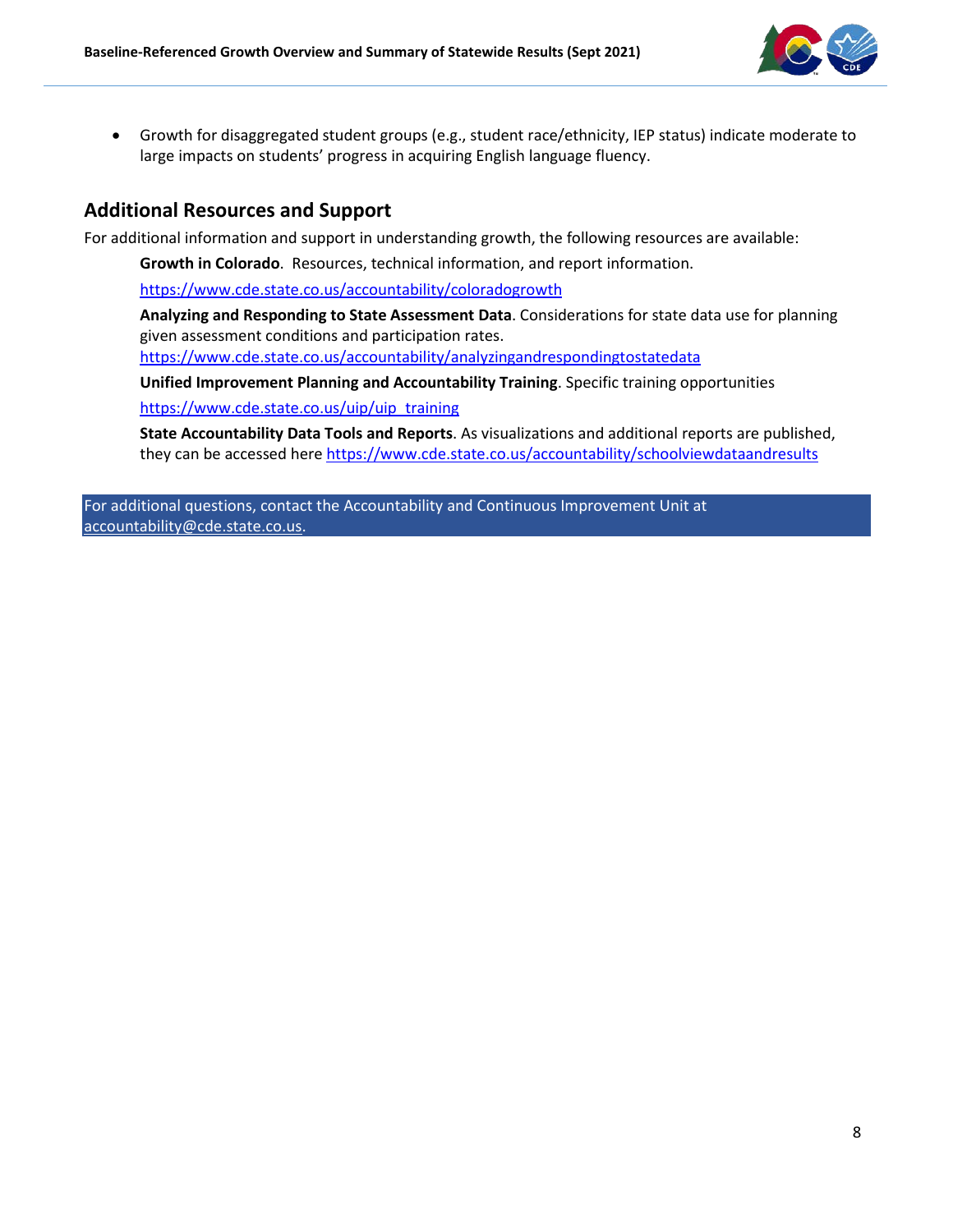- Growth for disaggregated student groups (e.g., student race/ethnicity, IEP status) indicate moderate to large impacts on students' progress in acquiring English language fluency.

## Additional Resources and Support

For additional information and support in understanding growth, the following resources are available:

**Growth in Colorado**. Resources, technical information, and report information.

https://www.cde.state.co.us/accountability/coloradogrowth

**Analyzing and Responding to State Assessment Data**. Considerations for state data use for planning given assessment conditions and participation rates.
https://www.cde.state.co.us/accountability/analyzingandrespondingtostatedata

**Unified Improvement Planning and Accountability Training**. Specific training opportunities

https://www.cde.state.co.us/uip/uip_training

**State Accountability Data Tools and Reports**. As visualizations and additional reports are published, they can be accessed here https://www.cde.state.co.us/accountability/schoolviewdataandresults

For additional questions, contact the Accountability and Continuous Improvement Unit at accountability@cde.state.co.us.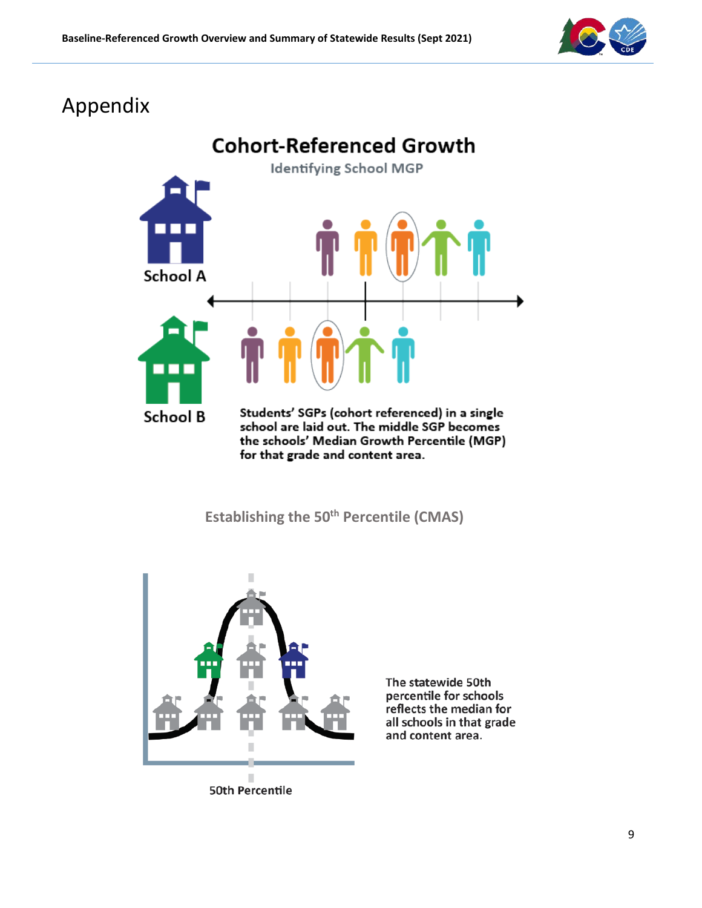# Appendix

## Cohort-Referenced Growth

Identifying School MGP

School A

School B

**Students' SGPs (cohort referenced) in a single school are laid out. The middle SGP becomes the schools' Median Growth Percentile (MGP) for that grade and content area.**

### Establishing the 50th Percentile (CMAS)

**The statewide 50th percentile for schools reflects the median for all schools in that grade and content area.**

50th Percentile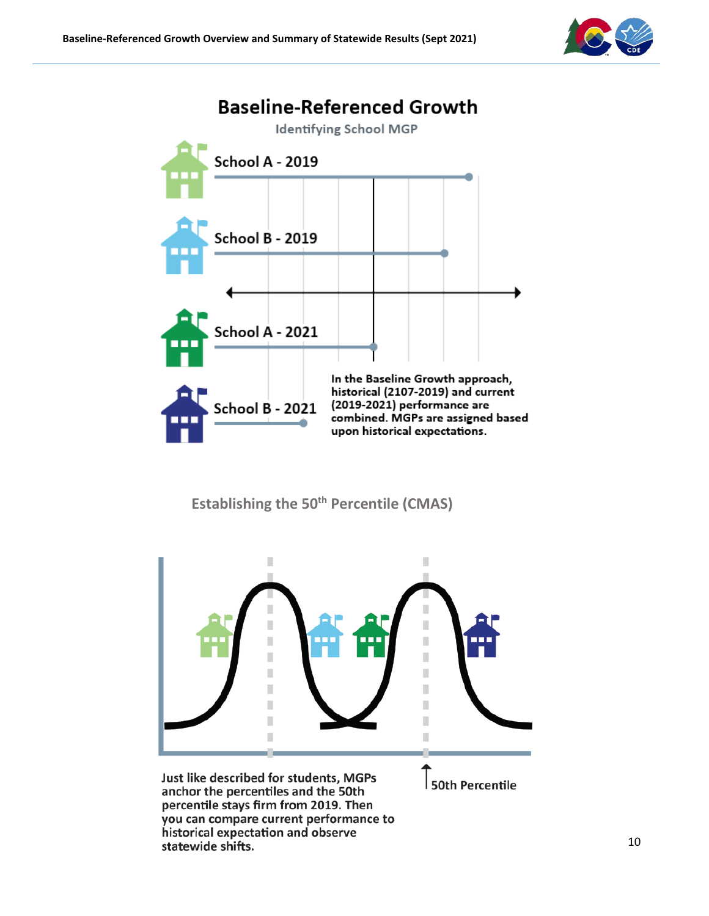## Baseline-Referenced Growth

Identifying School MGP

School A - 2019

School B - 2019

School A - 2021

School B - 2021

In the Baseline Growth approach, historical (2107-2019) and current (2019-2021) performance are combined. MGPs are assigned based upon historical expectations.

### Establishing the 50th Percentile (CMAS)

50th Percentile

Just like described for students, MGPs anchor the percentiles and the 50th percentile stays firm from 2019. Then you can compare current performance to historical expectation and observe statewide shifts.